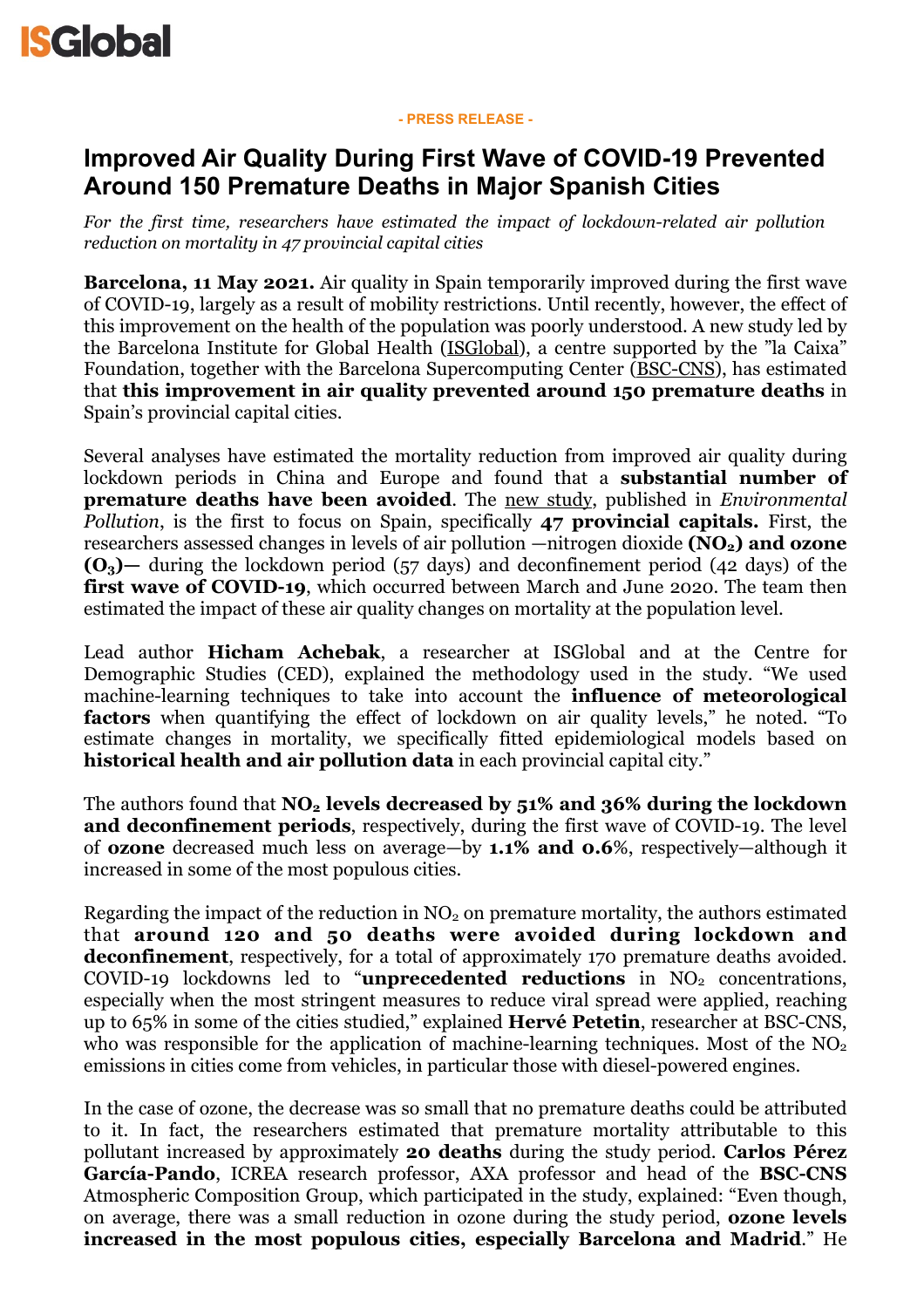ISGlobal

**- PRESS RELEASE -**

# Improved Air Quality During First Wave of COVID-19 Prevented Around 150 Premature Deaths in Major Spanish Cities

*For the first time, researchers have estimated the impact of lockdown-related air pollution reduction on mortality in 47 provincial capital cities*

**Barcelona, 11 May 2021.** Air quality in Spain temporarily improved during the first wave of COVID-19, largely as a result of mobility restrictions. Until recently, however, the effect of this improvement on the health of the population was poorly understood. A new study led by the Barcelona Institute for Global Health (ISGlobal), a centre supported by the "la Caixa" Foundation, together with the Barcelona Supercomputing Center (BSC-CNS), has estimated that **this improvement in air quality prevented around 150 premature deaths** in Spain's provincial capital cities.

Several analyses have estimated the mortality reduction from improved air quality during lockdown periods in China and Europe and found that a **substantial number of premature deaths have been avoided**. The new study, published in *Environmental Pollution*, is the first to focus on Spain, specifically **47 provincial capitals.** First, the researchers assessed changes in levels of air pollution —nitrogen dioxide **($NO_2$) and ozone ($O_3$)—** during the lockdown period (57 days) and deconfinement period (42 days) of the **first wave of COVID-19**, which occurred between March and June 2020. The team then estimated the impact of these air quality changes on mortality at the population level.

Lead author **Hicham Achebak**, a researcher at ISGlobal and at the Centre for Demographic Studies (CED), explained the methodology used in the study. "We used machine-learning techniques to take into account the **influence of meteorological factors** when quantifying the effect of lockdown on air quality levels," he noted. "To estimate changes in mortality, we specifically fitted epidemiological models based on **historical health and air pollution data** in each provincial capital city."

The authors found that **$NO_2$ levels decreased by 51% and 36% during the lockdown and deconfinement periods**, respectively, during the first wave of COVID-19. The level of **ozone** decreased much less on average—by **1.1% and 0.6**%, respectively—although it increased in some of the most populous cities.

Regarding the impact of the reduction in $NO_2$ on premature mortality, the authors estimated that **around 120 and 50 deaths were avoided during lockdown and deconfinement**, respectively, for a total of approximately 170 premature deaths avoided. COVID-19 lockdowns led to "**unprecedented reductions** in $NO_2$ concentrations, especially when the most stringent measures to reduce viral spread were applied, reaching up to 65% in some of the cities studied," explained **Hervé Petetin**, researcher at BSC-CNS, who was responsible for the application of machine-learning techniques. Most of the $NO_2$ emissions in cities come from vehicles, in particular those with diesel-powered engines.

In the case of ozone, the decrease was so small that no premature deaths could be attributed to it. In fact, the researchers estimated that premature mortality attributable to this pollutant increased by approximately **20 deaths** during the study period. **Carlos Pérez García-Pando**, ICREA research professor, AXA professor and head of the **BSC-CNS** Atmospheric Composition Group, which participated in the study, explained: "Even though, on average, there was a small reduction in ozone during the study period, **ozone levels increased in the most populous cities, especially Barcelona and Madrid**." He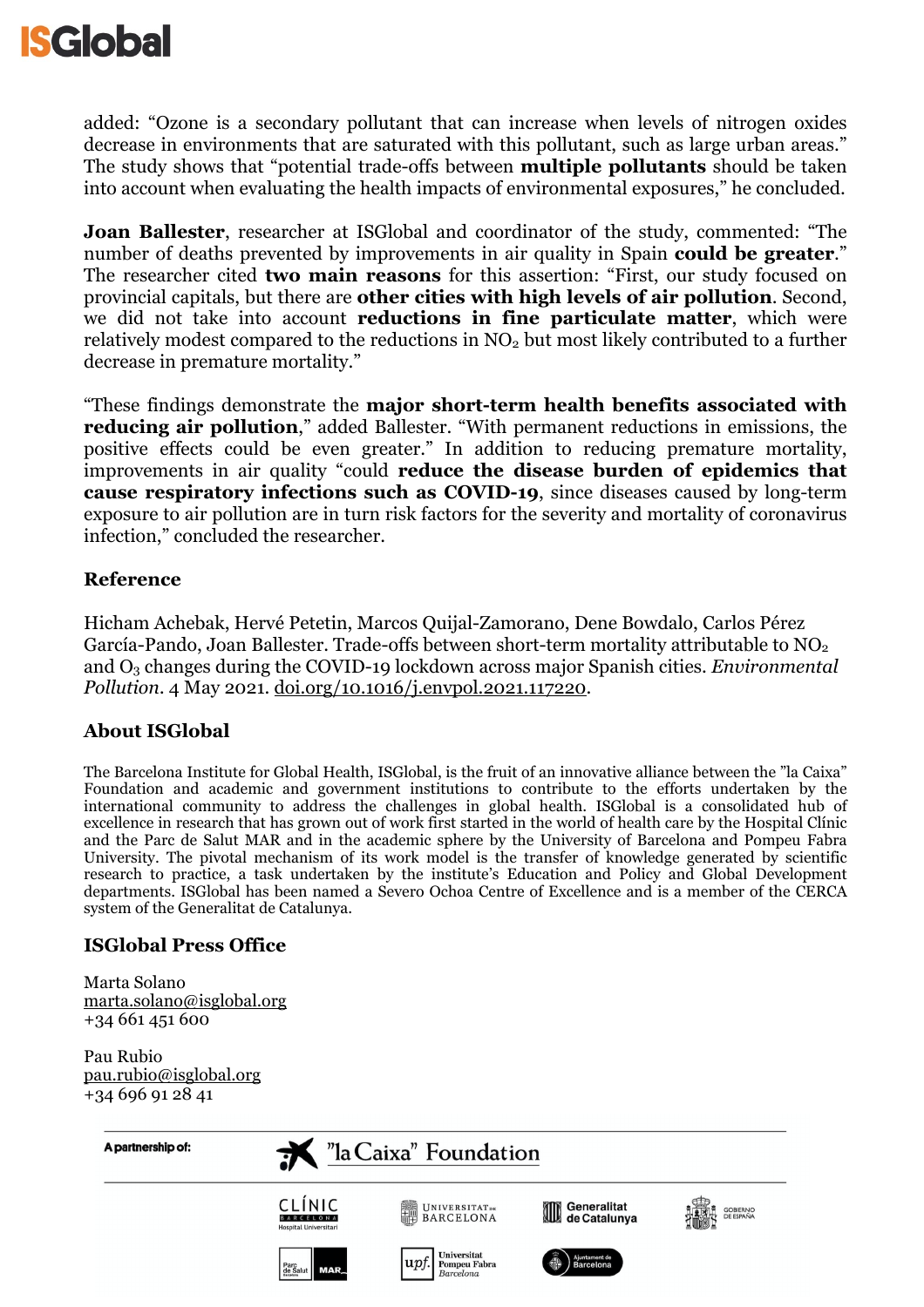added: "Ozone is a secondary pollutant that can increase when levels of nitrogen oxides decrease in environments that are saturated with this pollutant, such as large urban areas." The study shows that "potential trade-offs between **multiple pollutants** should be taken into account when evaluating the health impacts of environmental exposures," he concluded.

**Joan Ballester**, researcher at ISGlobal and coordinator of the study, commented: "The number of deaths prevented by improvements in air quality in Spain **could be greater**." The researcher cited **two main reasons** for this assertion: "First, our study focused on provincial capitals, but there are **other cities with high levels of air pollution**. Second, we did not take into account **reductions in fine particulate matter**, which were relatively modest compared to the reductions in $NO_2$ but most likely contributed to a further decrease in premature mortality."

"These findings demonstrate the **major short-term health benefits associated with reducing air pollution**," added Ballester. "With permanent reductions in emissions, the positive effects could be even greater." In addition to reducing premature mortality, improvements in air quality "could **reduce the disease burden of epidemics that cause respiratory infections such as COVID-19**, since diseases caused by long-term exposure to air pollution are in turn risk factors for the severity and mortality of coronavirus infection," concluded the researcher.

### Reference

Hicham Achebak, Hervé Petetin, Marcos Quijal-Zamorano, Dene Bowdalo, Carlos Pérez García-Pando, Joan Ballester. Trade-offs between short-term mortality attributable to $NO_2$ and $O_3$ changes during the COVID-19 lockdown across major Spanish cities. *Environmental Pollution*. 4 May 2021. doi.org/10.1016/j.envpol.2021.117220.

### About ISGlobal

The Barcelona Institute for Global Health, ISGlobal, is the fruit of an innovative alliance between the "la Caixa" Foundation and academic and government institutions to contribute to the efforts undertaken by the international community to address the challenges in global health. ISGlobal is a consolidated hub of excellence in research that has grown out of work first started in the world of health care by the Hospital Clínic and the Parc de Salut MAR and in the academic sphere by the University of Barcelona and Pompeu Fabra University. The pivotal mechanism of its work model is the transfer of knowledge generated by scientific research to practice, a task undertaken by the institute's Education and Policy and Global Development departments. ISGlobal has been named a Severo Ochoa Centre of Excellence and is a member of the CERCA system of the Generalitat de Catalunya.

### ISGlobal Press Office

Marta Solano
marta.solano@isglobal.org
+34 661 451 600

Pau Rubio
pau.rubio@isglobal.org
+34 696 91 28 41

A partnership of:

"la Caixa" Foundation

Clínic Barcelona Hospital Universitari · Universitat de Barcelona · Generalitat de Catalunya · Gobierno de España · Parc de Salut MAR · Universitat Pompeu Fabra Barcelona · Ajuntament de Barcelona